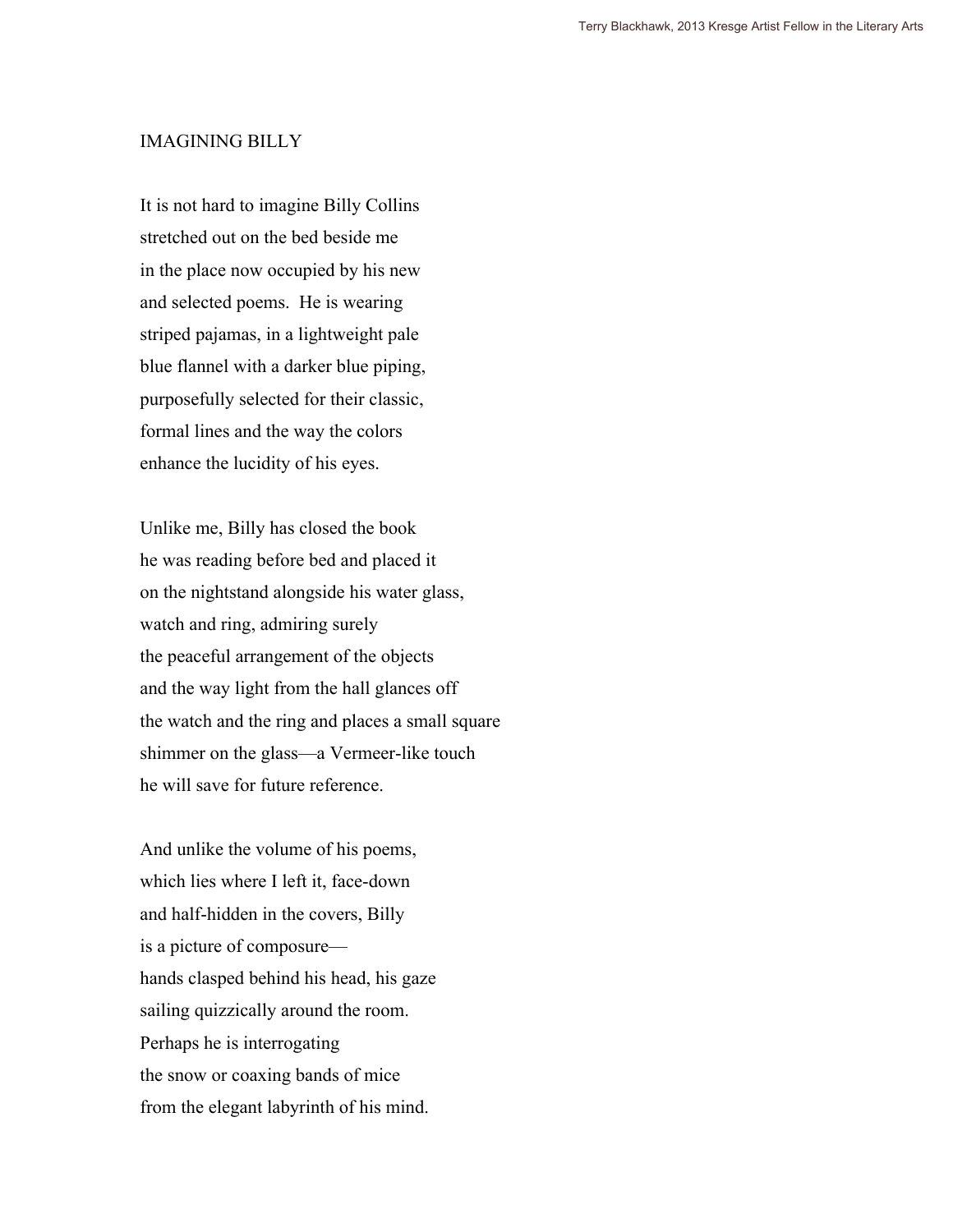# IMAGINING BILLY

It is not hard to imagine Billy Collins
stretched out on the bed beside me
in the place now occupied by his new
and selected poems. He is wearing
striped pajamas, in a lightweight pale
blue flannel with a darker blue piping,
purposefully selected for their classic,
formal lines and the way the colors
enhance the lucidity of his eyes.

Unlike me, Billy has closed the book
he was reading before bed and placed it
on the nightstand alongside his water glass,
watch and ring, admiring surely
the peaceful arrangement of the objects
and the way light from the hall glances off
the watch and the ring and places a small square
shimmer on the glass—a Vermeer-like touch
he will save for future reference.

And unlike the volume of his poems,
which lies where I left it, face-down
and half-hidden in the covers, Billy
is a picture of composure—
hands clasped behind his head, his gaze
sailing quizzically around the room.
Perhaps he is interrogating
the snow or coaxing bands of mice
from the elegant labyrinth of his mind.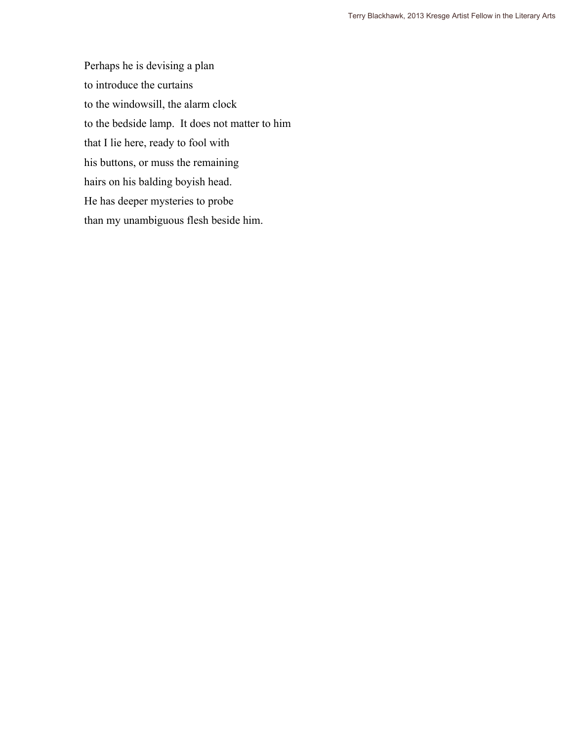Perhaps he is devising a plan  
to introduce the curtains  
to the windowsill, the alarm clock  
to the bedside lamp.  It does not matter to him  
that I lie here, ready to fool with  
his buttons, or muss the remaining  
hairs on his balding boyish head.  
He has deeper mysteries to probe  
than my unambiguous flesh beside him.